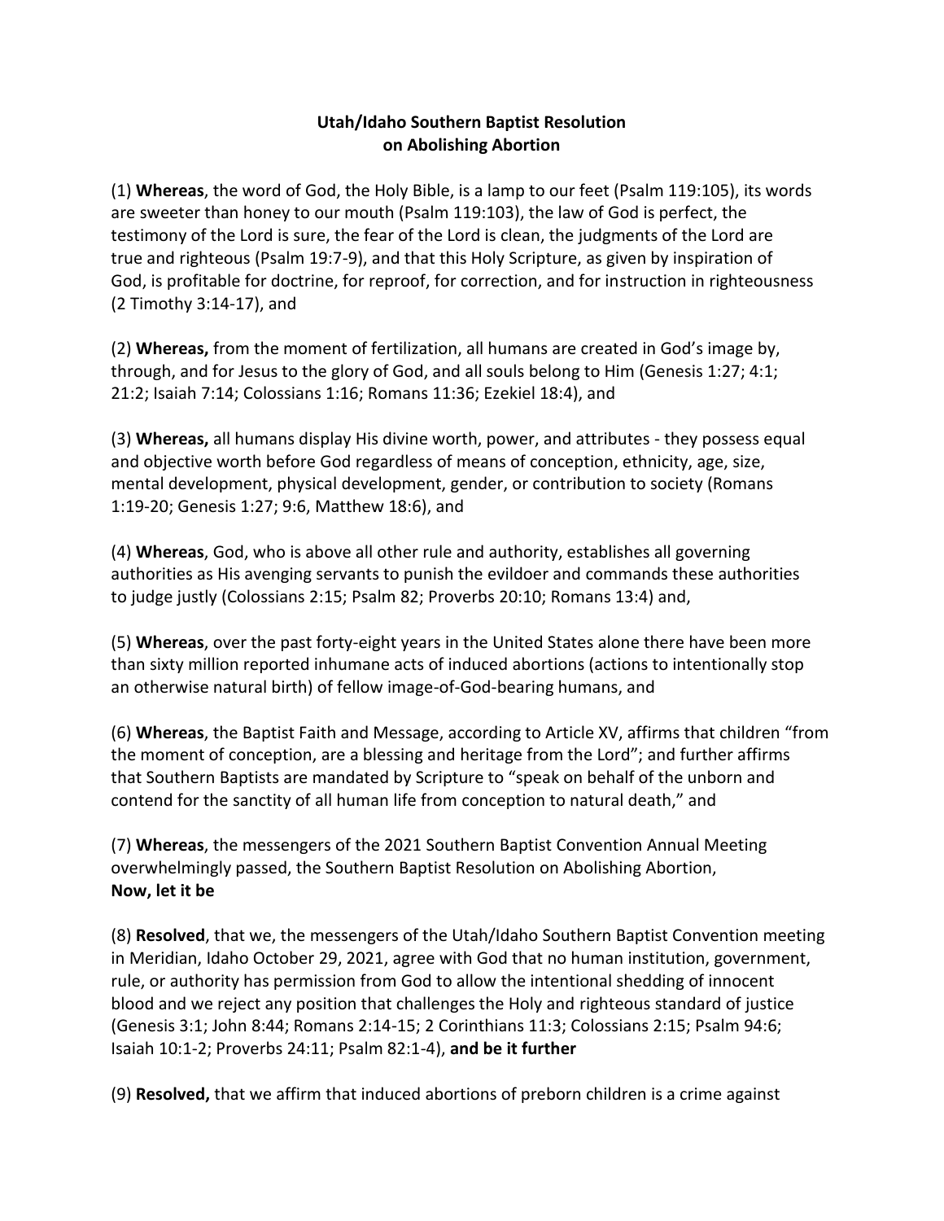# Utah/Idaho Southern Baptist Resolution on Abolishing Abortion

(1) **Whereas**, the word of God, the Holy Bible, is a lamp to our feet (Psalm 119:105), its words are sweeter than honey to our mouth (Psalm 119:103), the law of God is perfect, the testimony of the Lord is sure, the fear of the Lord is clean, the judgments of the Lord are true and righteous (Psalm 19:7-9), and that this Holy Scripture, as given by inspiration of God, is profitable for doctrine, for reproof, for correction, and for instruction in righteousness (2 Timothy 3:14-17), and

(2) **Whereas,** from the moment of fertilization, all humans are created in God's image by, through, and for Jesus to the glory of God, and all souls belong to Him (Genesis 1:27; 4:1; 21:2; Isaiah 7:14; Colossians 1:16; Romans 11:36; Ezekiel 18:4), and

(3) **Whereas,** all humans display His divine worth, power, and attributes - they possess equal and objective worth before God regardless of means of conception, ethnicity, age, size, mental development, physical development, gender, or contribution to society (Romans 1:19-20; Genesis 1:27; 9:6, Matthew 18:6), and

(4) **Whereas**, God, who is above all other rule and authority, establishes all governing authorities as His avenging servants to punish the evildoer and commands these authorities to judge justly (Colossians 2:15; Psalm 82; Proverbs 20:10; Romans 13:4) and,

(5) **Whereas**, over the past forty-eight years in the United States alone there have been more than sixty million reported inhumane acts of induced abortions (actions to intentionally stop an otherwise natural birth) of fellow image-of-God-bearing humans, and

(6) **Whereas**, the Baptist Faith and Message, according to Article XV, affirms that children "from the moment of conception, are a blessing and heritage from the Lord"; and further affirms that Southern Baptists are mandated by Scripture to "speak on behalf of the unborn and contend for the sanctity of all human life from conception to natural death," and

(7) **Whereas**, the messengers of the 2021 Southern Baptist Convention Annual Meeting overwhelmingly passed, the Southern Baptist Resolution on Abolishing Abortion,
**Now, let it be**

(8) **Resolved**, that we, the messengers of the Utah/Idaho Southern Baptist Convention meeting in Meridian, Idaho October 29, 2021, agree with God that no human institution, government, rule, or authority has permission from God to allow the intentional shedding of innocent blood and we reject any position that challenges the Holy and righteous standard of justice (Genesis 3:1; John 8:44; Romans 2:14-15; 2 Corinthians 11:3; Colossians 2:15; Psalm 94:6; Isaiah 10:1-2; Proverbs 24:11; Psalm 82:1-4), **and be it further**

(9) **Resolved,** that we affirm that induced abortions of preborn children is a crime against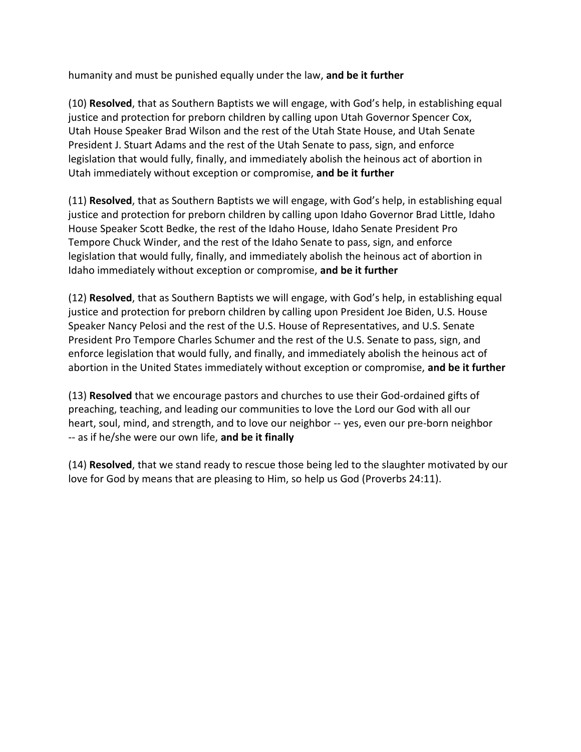humanity and must be punished equally under the law, **and be it further**

(10) **Resolved**, that as Southern Baptists we will engage, with God's help, in establishing equal justice and protection for preborn children by calling upon Utah Governor Spencer Cox, Utah House Speaker Brad Wilson and the rest of the Utah State House, and Utah Senate President J. Stuart Adams and the rest of the Utah Senate to pass, sign, and enforce legislation that would fully, finally, and immediately abolish the heinous act of abortion in Utah immediately without exception or compromise, **and be it further**

(11) **Resolved**, that as Southern Baptists we will engage, with God's help, in establishing equal justice and protection for preborn children by calling upon Idaho Governor Brad Little, Idaho House Speaker Scott Bedke, the rest of the Idaho House, Idaho Senate President Pro Tempore Chuck Winder, and the rest of the Idaho Senate to pass, sign, and enforce legislation that would fully, finally, and immediately abolish the heinous act of abortion in Idaho immediately without exception or compromise, **and be it further**

(12) **Resolved**, that as Southern Baptists we will engage, with God's help, in establishing equal justice and protection for preborn children by calling upon President Joe Biden, U.S. House Speaker Nancy Pelosi and the rest of the U.S. House of Representatives, and U.S. Senate President Pro Tempore Charles Schumer and the rest of the U.S. Senate to pass, sign, and enforce legislation that would fully, and finally, and immediately abolish the heinous act of abortion in the United States immediately without exception or compromise, **and be it further**

(13) **Resolved** that we encourage pastors and churches to use their God-ordained gifts of preaching, teaching, and leading our communities to love the Lord our God with all our heart, soul, mind, and strength, and to love our neighbor -- yes, even our pre-born neighbor -- as if he/she were our own life, **and be it finally**

(14) **Resolved**, that we stand ready to rescue those being led to the slaughter motivated by our love for God by means that are pleasing to Him, so help us God (Proverbs 24:11).